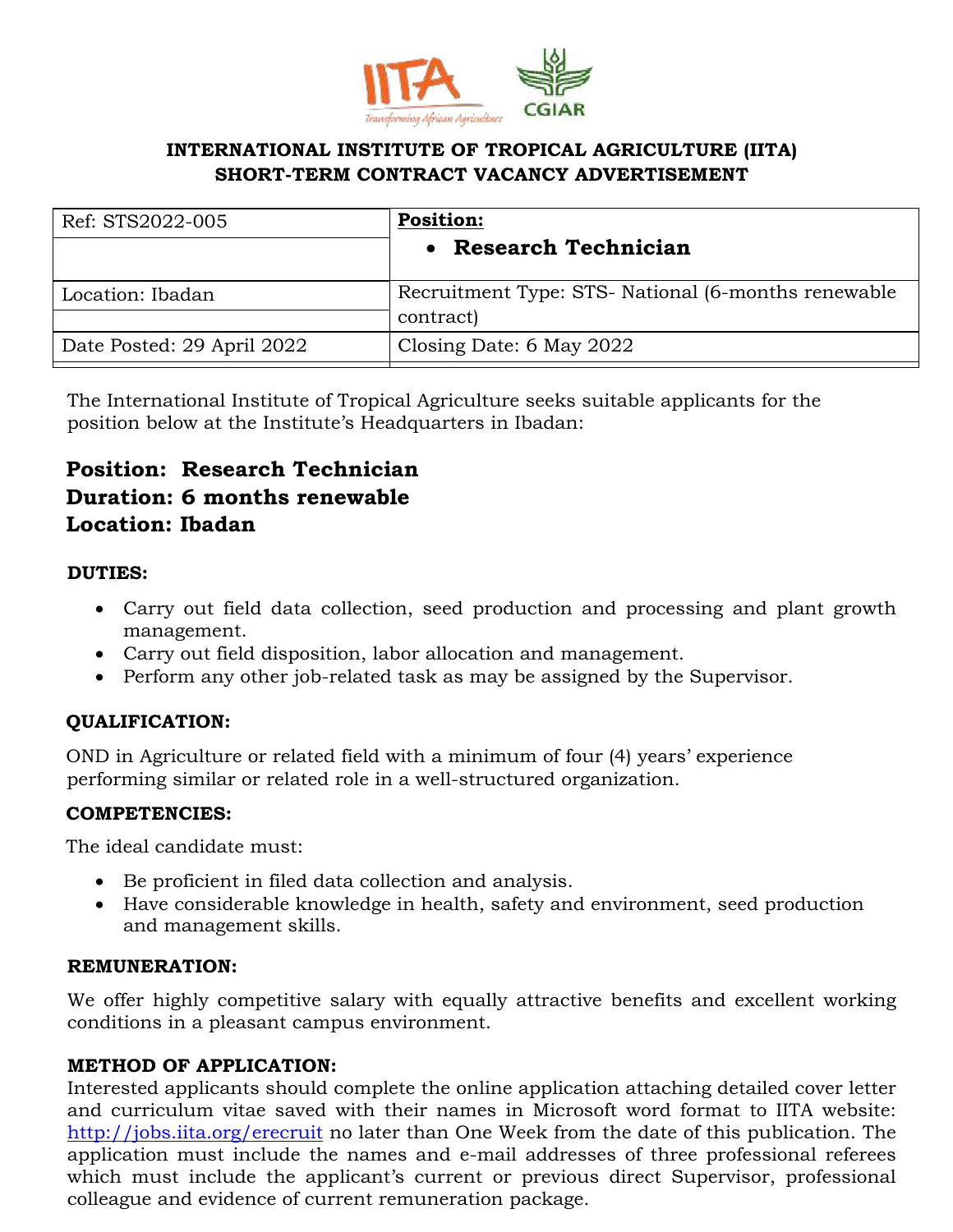**INTERNATIONAL INSTITUTE OF TROPICAL AGRICULTURE (IITA)**
**SHORT-TERM CONTRACT VACANCY ADVERTISEMENT**

| Ref: STS2022-005 | **Position:** • **Research Technician** |
|---|---|
| Location: Ibadan | Recruitment Type: STS- National (6-months renewable contract) |
| Date Posted: 29 April 2022 | Closing Date: 6 May 2022 |

The International Institute of Tropical Agriculture seeks suitable applicants for the position below at the Institute's Headquarters in Ibadan:

## Position: Research Technician
## Duration: 6 months renewable
## Location: Ibadan

**DUTIES:**

- Carry out field data collection, seed production and processing and plant growth management.
- Carry out field disposition, labor allocation and management.
- Perform any other job-related task as may be assigned by the Supervisor.

**QUALIFICATION:**

OND in Agriculture or related field with a minimum of four (4) years' experience performing similar or related role in a well-structured organization.

**COMPETENCIES:**

The ideal candidate must:

- Be proficient in filed data collection and analysis.
- Have considerable knowledge in health, safety and environment, seed production and management skills.

**REMUNERATION:**

We offer highly competitive salary with equally attractive benefits and excellent working conditions in a pleasant campus environment.

**METHOD OF APPLICATION:**

Interested applicants should complete the online application attaching detailed cover letter and curriculum vitae saved with their names in Microsoft word format to IITA website: http://jobs.iita.org/erecruit no later than One Week from the date of this publication. The application must include the names and e-mail addresses of three professional referees which must include the applicant's current or previous direct Supervisor, professional colleague and evidence of current remuneration package.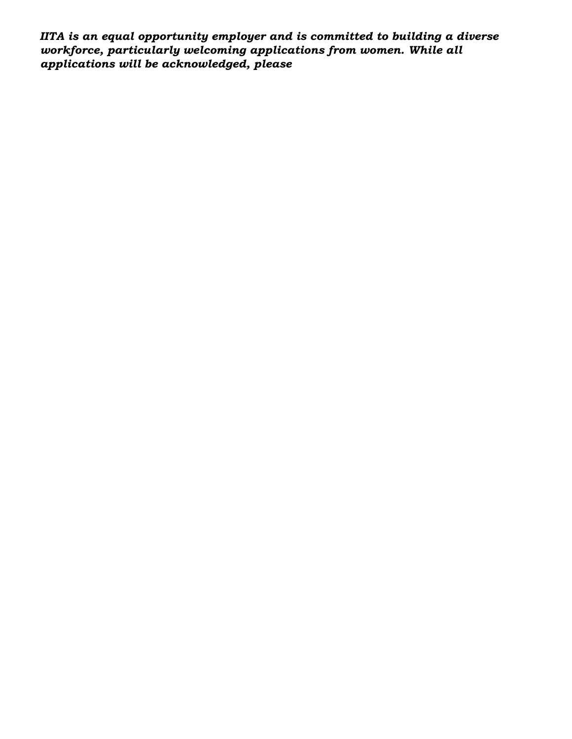***IITA is an equal opportunity employer and is committed to building a diverse workforce, particularly welcoming applications from women. While all applications will be acknowledged, please***